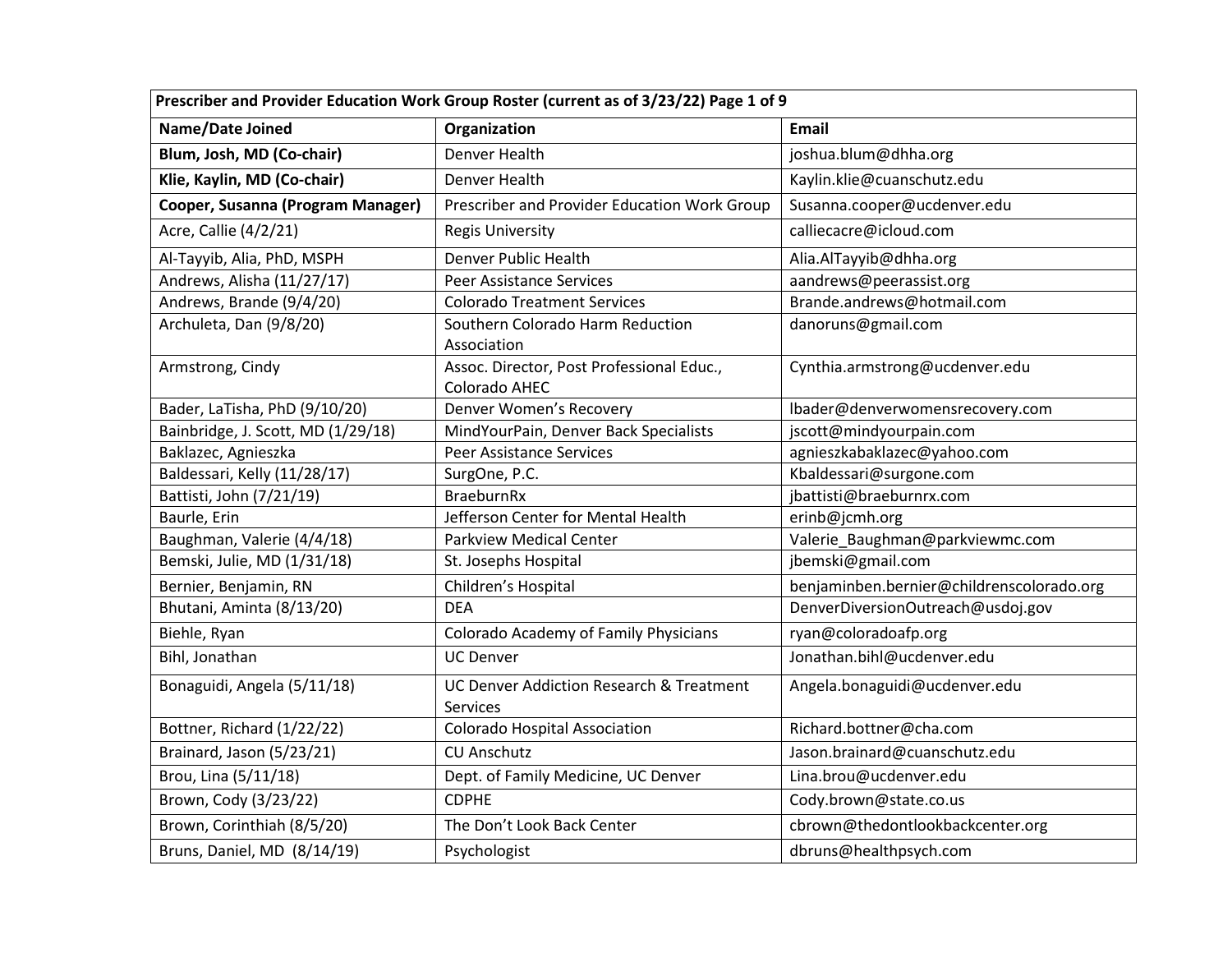| Prescriber and Provider Education Work Group Roster (current as of 3/23/22) Page 1 of 9 | | |
|---|---|---|
| **Name/Date Joined** | **Organization** | **Email** |
| **Blum, Josh, MD (Co-chair)** | Denver Health | joshua.blum@dhha.org |
| **Klie, Kaylin, MD (Co-chair)** | Denver Health | Kaylin.klie@cuanschutz.edu |
| **Cooper, Susanna (Program Manager)** | Prescriber and Provider Education Work Group | Susanna.cooper@ucdenver.edu |
| Acre, Callie (4/2/21) | Regis University | calliecacre@icloud.com |
| Al-Tayyib, Alia, PhD, MSPH | Denver Public Health | Alia.AlTayyib@dhha.org |
| Andrews, Alisha (11/27/17) | Peer Assistance Services | aandrews@peerassist.org |
| Andrews, Brande (9/4/20) | Colorado Treatment Services | Brande.andrews@hotmail.com |
| Archuleta, Dan (9/8/20) | Southern Colorado Harm Reduction Association | danoruns@gmail.com |
| Armstrong, Cindy | Assoc. Director, Post Professional Educ., Colorado AHEC | Cynthia.armstrong@ucdenver.edu |
| Bader, LaTisha, PhD (9/10/20) | Denver Women's Recovery | lbader@denverwomensrecovery.com |
| Bainbridge, J. Scott, MD (1/29/18) | MindYourPain, Denver Back Specialists | jscott@mindyourpain.com |
| Baklazec, Agnieszka | Peer Assistance Services | agnieszkabaklazec@yahoo.com |
| Baldessari, Kelly (11/28/17) | SurgOne, P.C. | Kbaldessari@surgone.com |
| Battisti, John (7/21/19) | BraeburnRx | jbattisti@braeburnrx.com |
| Baurle, Erin | Jefferson Center for Mental Health | erinb@jcmh.org |
| Baughman, Valerie (4/4/18) | Parkview Medical Center | Valerie_Baughman@parkviewmc.com |
| Bemski, Julie, MD (1/31/18) | St. Josephs Hospital | jbemski@gmail.com |
| Bernier, Benjamin, RN | Children's Hospital | benjaminben.bernier@childrenscolorado.org |
| Bhutani, Aminta (8/13/20) | DEA | DenverDiversionOutreach@usdoj.gov |
| Biehle, Ryan | Colorado Academy of Family Physicians | ryan@coloradoafp.org |
| Bihl, Jonathan | UC Denver | Jonathan.bihl@ucdenver.edu |
| Bonaguidi, Angela (5/11/18) | UC Denver Addiction Research & Treatment Services | Angela.bonaguidi@ucdenver.edu |
| Bottner, Richard (1/22/22) | Colorado Hospital Association | Richard.bottner@cha.com |
| Brainard, Jason (5/23/21) | CU Anschutz | Jason.brainard@cuanschutz.edu |
| Brou, Lina (5/11/18) | Dept. of Family Medicine, UC Denver | Lina.brou@ucdenver.edu |
| Brown, Cody (3/23/22) | CDPHE | Cody.brown@state.co.us |
| Brown, Corinthiah (8/5/20) | The Don't Look Back Center | cbrown@thedontlookbackcenter.org |
| Bruns, Daniel, MD (8/14/19) | Psychologist | dbruns@healthpsych.com |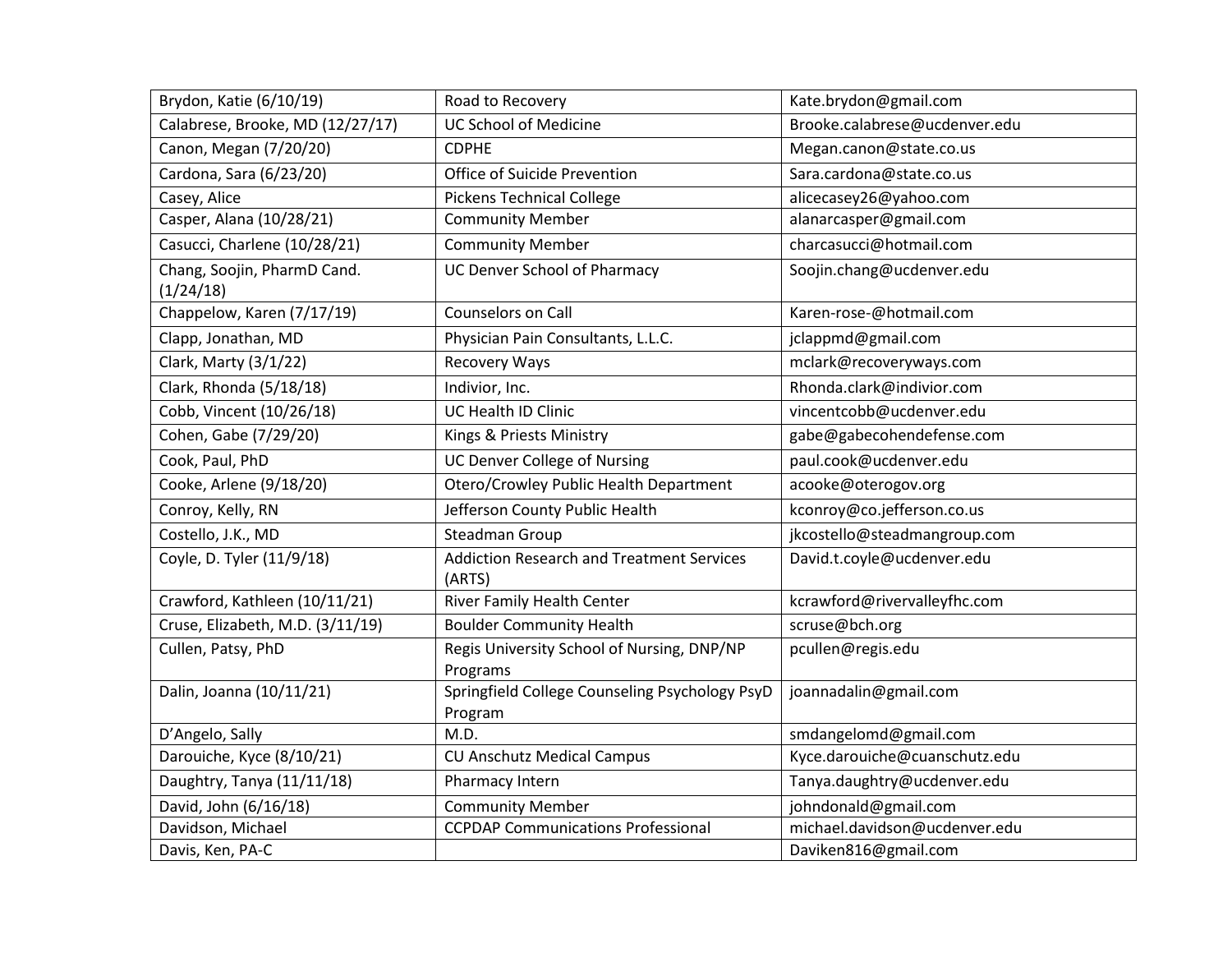| Brydon, Katie (6/10/19) | Road to Recovery | Kate.brydon@gmail.com |
|---|---|---|
| Calabrese, Brooke, MD (12/27/17) | UC School of Medicine | Brooke.calabrese@ucdenver.edu |
| Canon, Megan (7/20/20) | CDPHE | Megan.canon@state.co.us |
| Cardona, Sara (6/23/20) | Office of Suicide Prevention | Sara.cardona@state.co.us |
| Casey, Alice | Pickens Technical College | alicecasey26@yahoo.com |
| Casper, Alana (10/28/21) | Community Member | alanarcasper@gmail.com |
| Casucci, Charlene (10/28/21) | Community Member | charcasucci@hotmail.com |
| Chang, Soojin, PharmD Cand. (1/24/18) | UC Denver School of Pharmacy | Soojin.chang@ucdenver.edu |
| Chappelow, Karen (7/17/19) | Counselors on Call | Karen-rose-@hotmail.com |
| Clapp, Jonathan, MD | Physician Pain Consultants, L.L.C. | jclappmd@gmail.com |
| Clark, Marty (3/1/22) | Recovery Ways | mclark@recoveryways.com |
| Clark, Rhonda (5/18/18) | Indivior, Inc. | Rhonda.clark@indivior.com |
| Cobb, Vincent (10/26/18) | UC Health ID Clinic | vincentcobb@ucdenver.edu |
| Cohen, Gabe (7/29/20) | Kings & Priests Ministry | gabe@gabecohendefense.com |
| Cook, Paul, PhD | UC Denver College of Nursing | paul.cook@ucdenver.edu |
| Cooke, Arlene (9/18/20) | Otero/Crowley Public Health Department | acooke@oterogov.org |
| Conroy, Kelly, RN | Jefferson County Public Health | kconroy@co.jefferson.co.us |
| Costello, J.K., MD | Steadman Group | jkcostello@steadmangroup.com |
| Coyle, D. Tyler (11/9/18) | Addiction Research and Treatment Services (ARTS) | David.t.coyle@ucdenver.edu |
| Crawford, Kathleen (10/11/21) | River Family Health Center | kcrawford@rivervalleyfhc.com |
| Cruse, Elizabeth, M.D. (3/11/19) | Boulder Community Health | scruse@bch.org |
| Cullen, Patsy, PhD | Regis University School of Nursing, DNP/NP Programs | pcullen@regis.edu |
| Dalin, Joanna (10/11/21) | Springfield College Counseling Psychology PsyD Program | joannadalin@gmail.com |
| D'Angelo, Sally | M.D. | smdangelomd@gmail.com |
| Darouiche, Kyce (8/10/21) | CU Anschutz Medical Campus | Kyce.darouiche@cuanschutz.edu |
| Daughtry, Tanya (11/11/18) | Pharmacy Intern | Tanya.daughtry@ucdenver.edu |
| David, John (6/16/18) | Community Member | johndonald@gmail.com |
| Davidson, Michael | CCPDAP Communications Professional | michael.davidson@ucdenver.edu |
| Davis, Ken, PA-C | | Daviken816@gmail.com |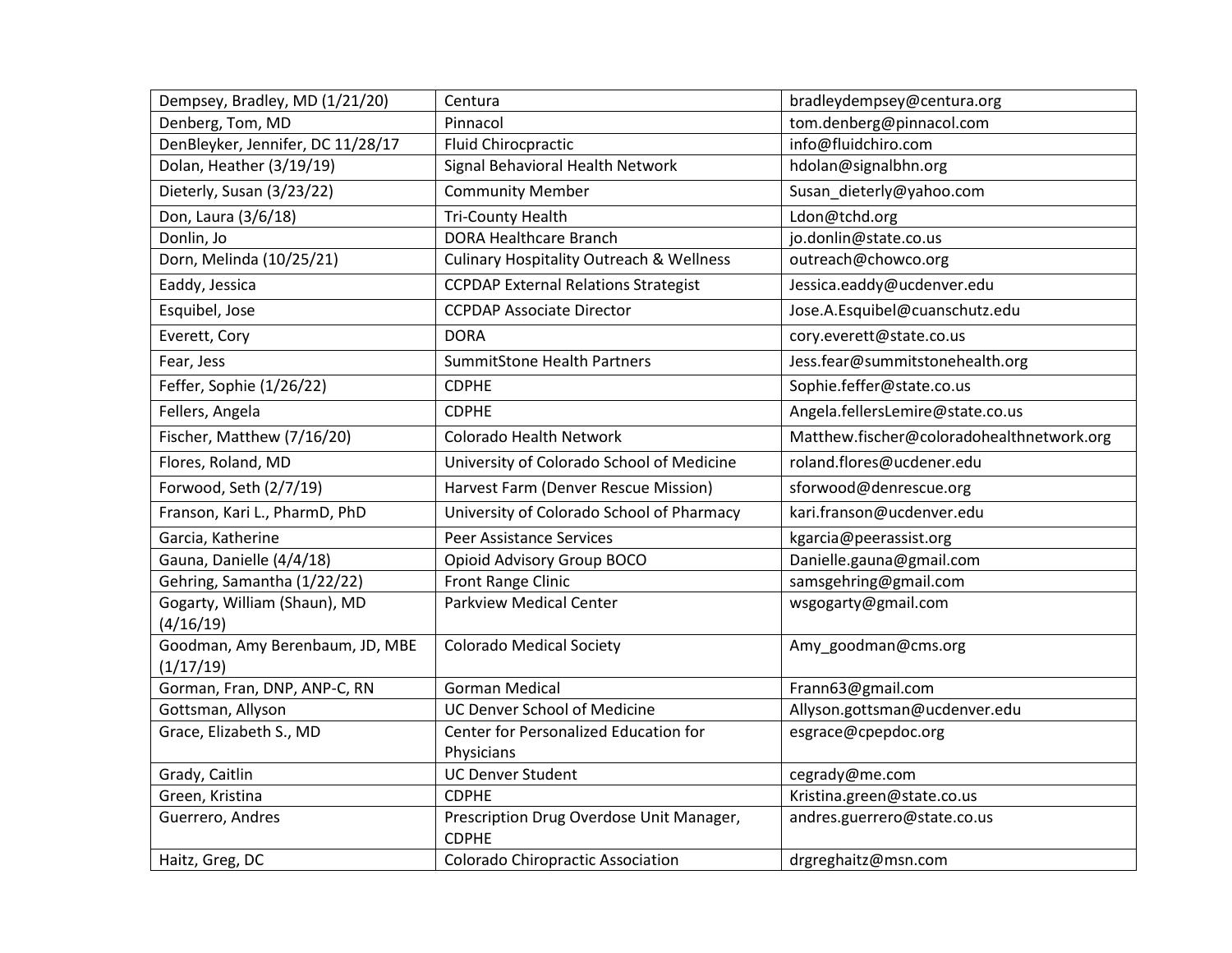| | | |
|---|---|---|
| Dempsey, Bradley, MD (1/21/20) | Centura | bradleydempsey@centura.org |
| Denberg, Tom, MD | Pinnacol | tom.denberg@pinnacol.com |
| DenBleyker, Jennifer, DC 11/28/17 | Fluid Chirocpractic | info@fluidchiro.com |
| Dolan, Heather (3/19/19) | Signal Behavioral Health Network | hdolan@signalbhn.org |
| Dieterly, Susan (3/23/22) | Community Member | Susan_dieterly@yahoo.com |
| Don, Laura (3/6/18) | Tri-County Health | Ldon@tchd.org |
| Donlin, Jo | DORA Healthcare Branch | jo.donlin@state.co.us |
| Dorn, Melinda (10/25/21) | Culinary Hospitality Outreach & Wellness | outreach@chowco.org |
| Eaddy, Jessica | CCPDAP External Relations Strategist | Jessica.eaddy@ucdenver.edu |
| Esquibel, Jose | CCPDAP Associate Director | Jose.A.Esquibel@cuanschutz.edu |
| Everett, Cory | DORA | cory.everett@state.co.us |
| Fear, Jess | SummitStone Health Partners | Jess.fear@summitstonehealth.org |
| Feffer, Sophie (1/26/22) | CDPHE | Sophie.feffer@state.co.us |
| Fellers, Angela | CDPHE | Angela.fellersLemire@state.co.us |
| Fischer, Matthew (7/16/20) | Colorado Health Network | Matthew.fischer@coloradohealthnetwork.org |
| Flores, Roland, MD | University of Colorado School of Medicine | roland.flores@ucdener.edu |
| Forwood, Seth (2/7/19) | Harvest Farm (Denver Rescue Mission) | sforwood@denrescue.org |
| Franson, Kari L., PharmD, PhD | University of Colorado School of Pharmacy | kari.franson@ucdenver.edu |
| Garcia, Katherine | Peer Assistance Services | kgarcia@peerassist.org |
| Gauna, Danielle (4/4/18) | Opioid Advisory Group BOCO | Danielle.gauna@gmail.com |
| Gehring, Samantha (1/22/22) | Front Range Clinic | samsgehring@gmail.com |
| Gogarty, William (Shaun), MD (4/16/19) | Parkview Medical Center | wsgogarty@gmail.com |
| Goodman, Amy Berenbaum, JD, MBE (1/17/19) | Colorado Medical Society | Amy_goodman@cms.org |
| Gorman, Fran, DNP, ANP-C, RN | Gorman Medical | Frann63@gmail.com |
| Gottsman, Allyson | UC Denver School of Medicine | Allyson.gottsman@ucdenver.edu |
| Grace, Elizabeth S., MD | Center for Personalized Education for Physicians | esgrace@cpepdoc.org |
| Grady, Caitlin | UC Denver Student | cegrady@me.com |
| Green, Kristina | CDPHE | Kristina.green@state.co.us |
| Guerrero, Andres | Prescription Drug Overdose Unit Manager, CDPHE | andres.guerrero@state.co.us |
| Haitz, Greg, DC | Colorado Chiropractic Association | drgreghaitz@msn.com |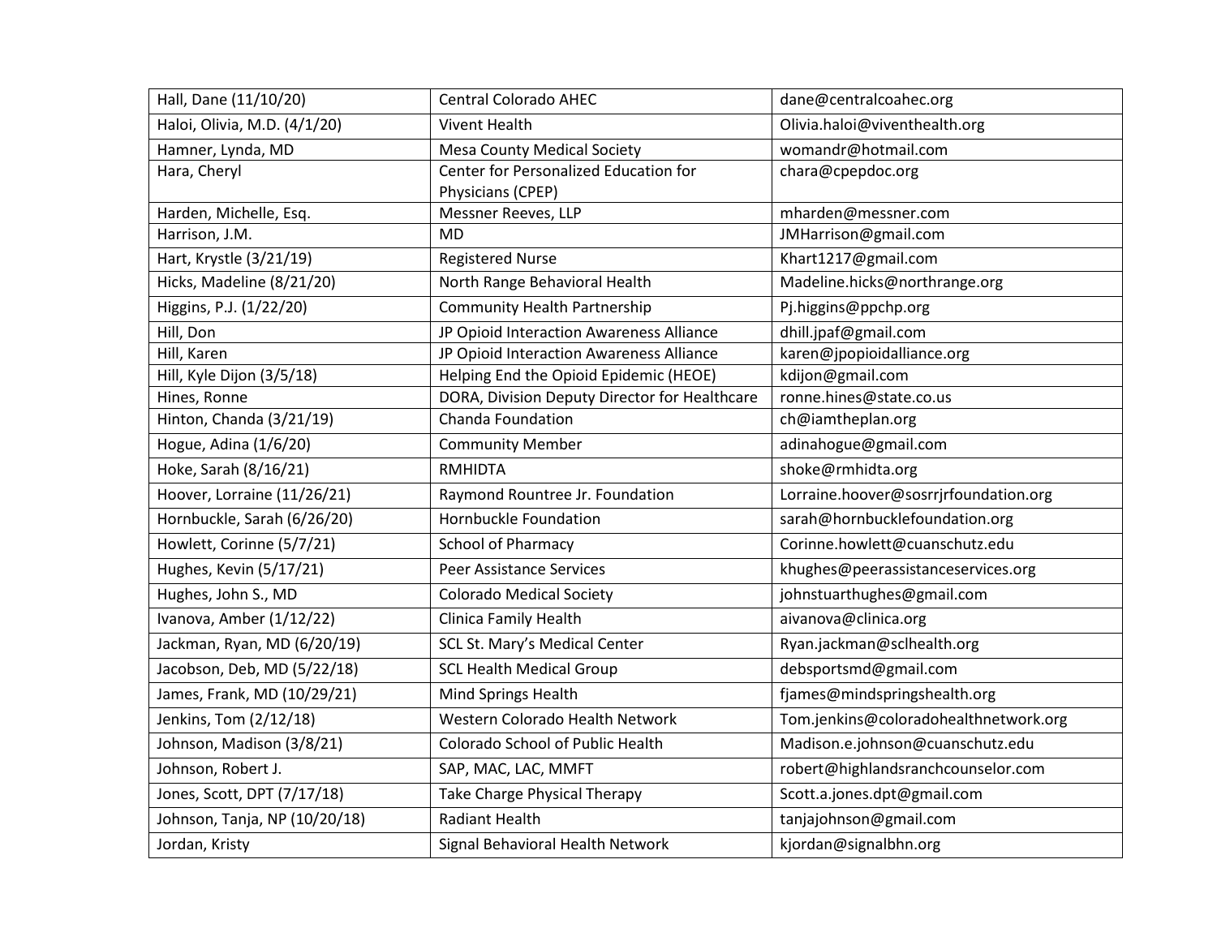| Hall, Dane (11/10/20) | Central Colorado AHEC | dane@centralcoahec.org |
|---|---|---|
| Haloi, Olivia, M.D. (4/1/20) | Vivent Health | Olivia.haloi@viventhealth.org |
| Hamner, Lynda, MD | Mesa County Medical Society | womandr@hotmail.com |
| Hara, Cheryl | Center for Personalized Education for Physicians (CPEP) | chara@cpepdoc.org |
| Harden, Michelle, Esq. | Messner Reeves, LLP | mharden@messner.com |
| Harrison, J.M. | MD | JMHarrison@gmail.com |
| Hart, Krystle (3/21/19) | Registered Nurse | Khart1217@gmail.com |
| Hicks, Madeline (8/21/20) | North Range Behavioral Health | Madeline.hicks@northrange.org |
| Higgins, P.J. (1/22/20) | Community Health Partnership | Pj.higgins@ppchp.org |
| Hill, Don | JP Opioid Interaction Awareness Alliance | dhill.jpaf@gmail.com |
| Hill, Karen | JP Opioid Interaction Awareness Alliance | karen@jpopioidalliance.org |
| Hill, Kyle Dijon (3/5/18) | Helping End the Opioid Epidemic (HEOE) | kdijon@gmail.com |
| Hines, Ronne | DORA, Division Deputy Director for Healthcare | ronne.hines@state.co.us |
| Hinton, Chanda (3/21/19) | Chanda Foundation | ch@iamtheplan.org |
| Hogue, Adina (1/6/20) | Community Member | adinahogue@gmail.com |
| Hoke, Sarah (8/16/21) | RMHIDTA | shoke@rmhidta.org |
| Hoover, Lorraine (11/26/21) | Raymond Rountree Jr. Foundation | Lorraine.hoover@sosrrjrfoundation.org |
| Hornbuckle, Sarah (6/26/20) | Hornbuckle Foundation | sarah@hornbucklefoundation.org |
| Howlett, Corinne (5/7/21) | School of Pharmacy | Corinne.howlett@cuanschutz.edu |
| Hughes, Kevin (5/17/21) | Peer Assistance Services | khughes@peerassistanceservices.org |
| Hughes, John S., MD | Colorado Medical Society | johnstuarthughes@gmail.com |
| Ivanova, Amber (1/12/22) | Clinica Family Health | aivanova@clinica.org |
| Jackman, Ryan, MD (6/20/19) | SCL St. Mary's Medical Center | Ryan.jackman@sclhealth.org |
| Jacobson, Deb, MD (5/22/18) | SCL Health Medical Group | debsportsmd@gmail.com |
| James, Frank, MD (10/29/21) | Mind Springs Health | fjames@mindspringshealth.org |
| Jenkins, Tom (2/12/18) | Western Colorado Health Network | Tom.jenkins@coloradohealthnetwork.org |
| Johnson, Madison (3/8/21) | Colorado School of Public Health | Madison.e.johnson@cuanschutz.edu |
| Johnson, Robert J. | SAP, MAC, LAC, MMFT | robert@highlandsranchcounselor.com |
| Jones, Scott, DPT (7/17/18) | Take Charge Physical Therapy | Scott.a.jones.dpt@gmail.com |
| Johnson, Tanja, NP (10/20/18) | Radiant Health | tanjajohnson@gmail.com |
| Jordan, Kristy | Signal Behavioral Health Network | kjordan@signalbhn.org |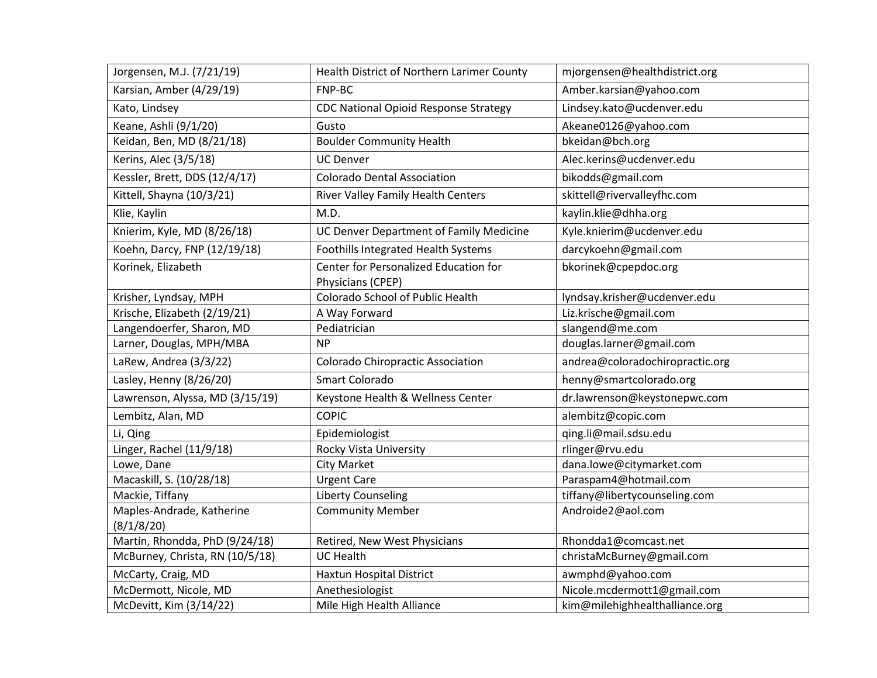| | | |
|---|---|---|
| Jorgensen, M.J. (7/21/19) | Health District of Northern Larimer County | mjorgensen@healthdistrict.org |
| Karsian, Amber (4/29/19) | FNP-BC | Amber.karsian@yahoo.com |
| Kato, Lindsey | CDC National Opioid Response Strategy | Lindsey.kato@ucdenver.edu |
| Keane, Ashli (9/1/20) | Gusto | Akeane0126@yahoo.com |
| Keidan, Ben, MD (8/21/18) | Boulder Community Health | bkeidan@bch.org |
| Kerins, Alec (3/5/18) | UC Denver | Alec.kerins@ucdenver.edu |
| Kessler, Brett, DDS (12/4/17) | Colorado Dental Association | bikodds@gmail.com |
| Kittell, Shayna (10/3/21) | River Valley Family Health Centers | skittell@rivervalleyfhc.com |
| Klie, Kaylin | M.D. | kaylin.klie@dhha.org |
| Knierim, Kyle, MD (8/26/18) | UC Denver Department of Family Medicine | Kyle.knierim@ucdenver.edu |
| Koehn, Darcy, FNP (12/19/18) | Foothills Integrated Health Systems | darcykoehn@gmail.com |
| Korinek, Elizabeth | Center for Personalized Education for Physicians (CPEP) | bkorinek@cpepdoc.org |
| Krisher, Lyndsay, MPH | Colorado School of Public Health | lyndsay.krisher@ucdenver.edu |
| Krische, Elizabeth (2/19/21) | A Way Forward | Liz.krische@gmail.com |
| Langendoerfer, Sharon, MD | Pediatrician | slangend@me.com |
| Larner, Douglas, MPH/MBA | NP | douglas.larner@gmail.com |
| LaRew, Andrea (3/3/22) | Colorado Chiropractic Association | andrea@coloradochiropractic.org |
| Lasley, Henny (8/26/20) | Smart Colorado | henny@smartcolorado.org |
| Lawrenson, Alyssa, MD (3/15/19) | Keystone Health & Wellness Center | dr.lawrenson@keystonepwc.com |
| Lembitz, Alan, MD | COPIC | alembitz@copic.com |
| Li, Qing | Epidemiologist | qing.li@mail.sdsu.edu |
| Linger, Rachel (11/9/18) | Rocky Vista University | rlinger@rvu.edu |
| Lowe, Dane | City Market | dana.lowe@citymarket.com |
| Macaskill, S. (10/28/18) | Urgent Care | Paraspam4@hotmail.com |
| Mackie, Tiffany | Liberty Counseling | tiffany@libertycounseling.com |
| Maples-Andrade, Katherine (8/1/8/20) | Community Member | Androide2@aol.com |
| Martin, Rhondda, PhD (9/24/18) | Retired, New West Physicians | Rhondda1@comcast.net |
| McBurney, Christa, RN (10/5/18) | UC Health | christaMcBurney@gmail.com |
| McCarty, Craig, MD | Haxtun Hospital District | awmphd@yahoo.com |
| McDermott, Nicole, MD | Anethesiologist | Nicole.mcdermott1@gmail.com |
| McDevitt, Kim (3/14/22) | Mile High Health Alliance | kim@milehighhealthalliance.org |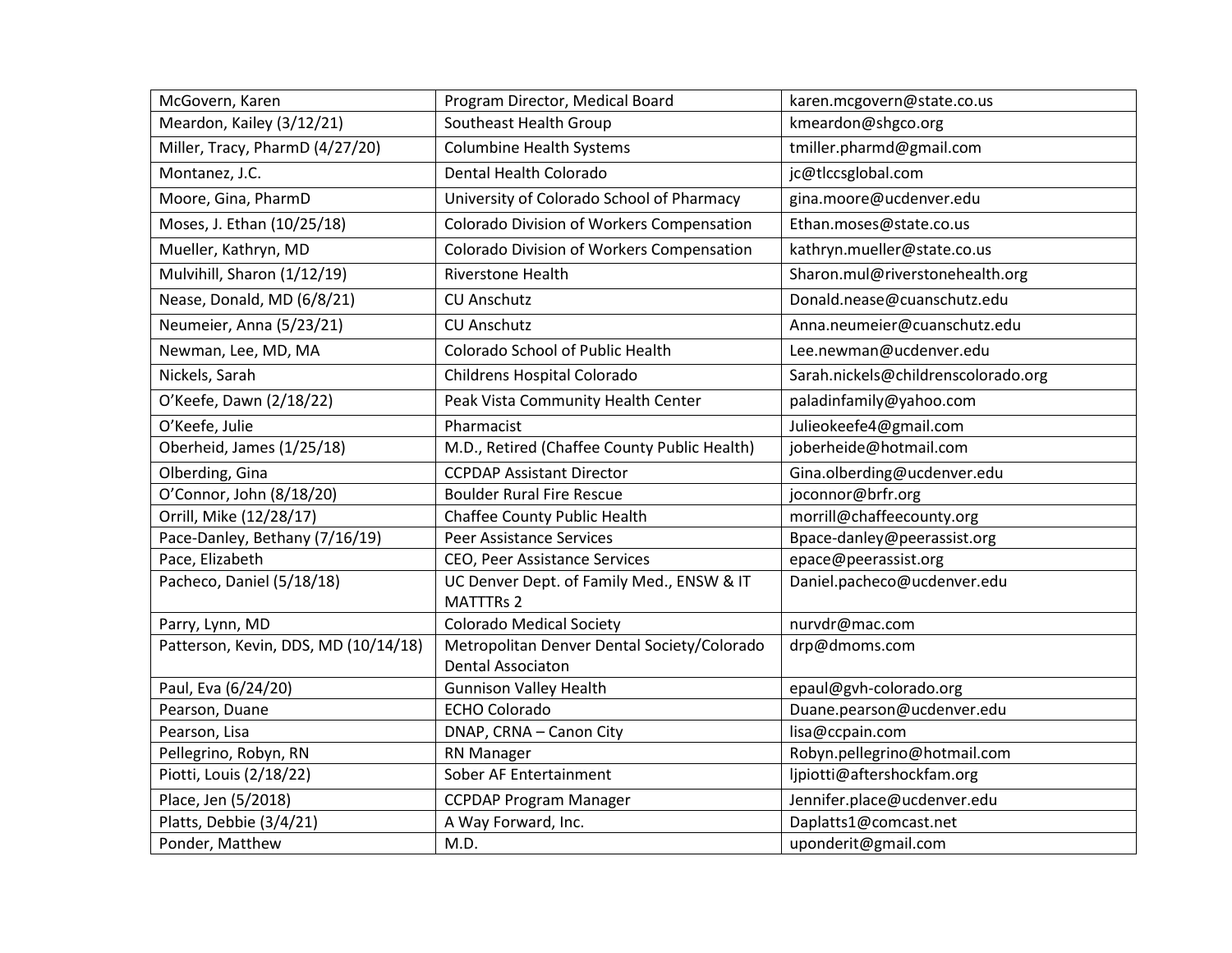| McGovern, Karen | Program Director, Medical Board | karen.mcgovern@state.co.us |
|---|---|---|
| Meardon, Kailey (3/12/21) | Southeast Health Group | kmeardon@shgco.org |
| Miller, Tracy, PharmD (4/27/20) | Columbine Health Systems | tmiller.pharmd@gmail.com |
| Montanez, J.C. | Dental Health Colorado | jc@tlccsglobal.com |
| Moore, Gina, PharmD | University of Colorado School of Pharmacy | gina.moore@ucdenver.edu |
| Moses, J. Ethan (10/25/18) | Colorado Division of Workers Compensation | Ethan.moses@state.co.us |
| Mueller, Kathryn, MD | Colorado Division of Workers Compensation | kathryn.mueller@state.co.us |
| Mulvihill, Sharon (1/12/19) | Riverstone Health | Sharon.mul@riverstonehealth.org |
| Nease, Donald, MD (6/8/21) | CU Anschutz | Donald.nease@cuanschutz.edu |
| Neumeier, Anna (5/23/21) | CU Anschutz | Anna.neumeier@cuanschutz.edu |
| Newman, Lee, MD, MA | Colorado School of Public Health | Lee.newman@ucdenver.edu |
| Nickels, Sarah | Childrens Hospital Colorado | Sarah.nickels@childrenscolorado.org |
| O'Keefe, Dawn (2/18/22) | Peak Vista Community Health Center | paladinfamily@yahoo.com |
| O'Keefe, Julie | Pharmacist | Julieokeefe4@gmail.com |
| Oberheid, James (1/25/18) | M.D., Retired (Chaffee County Public Health) | joberheide@hotmail.com |
| Olberding, Gina | CCPDAP Assistant Director | Gina.olberding@ucdenver.edu |
| O'Connor, John (8/18/20) | Boulder Rural Fire Rescue | joconnor@brfr.org |
| Orrill, Mike (12/28/17) | Chaffee County Public Health | morrill@chaffeecounty.org |
| Pace-Danley, Bethany (7/16/19) | Peer Assistance Services | Bpace-danley@peerassist.org |
| Pace, Elizabeth | CEO, Peer Assistance Services | epace@peerassist.org |
| Pacheco, Daniel (5/18/18) | UC Denver Dept. of Family Med., ENSW & IT MATTTRs 2 | Daniel.pacheco@ucdenver.edu |
| Parry, Lynn, MD | Colorado Medical Society | nurvdr@mac.com |
| Patterson, Kevin, DDS, MD (10/14/18) | Metropolitan Denver Dental Society/Colorado Dental Associaton | drp@dmoms.com |
| Paul, Eva (6/24/20) | Gunnison Valley Health | epaul@gvh-colorado.org |
| Pearson, Duane | ECHO Colorado | Duane.pearson@ucdenver.edu |
| Pearson, Lisa | DNAP, CRNA – Canon City | lisa@ccpain.com |
| Pellegrino, Robyn, RN | RN Manager | Robyn.pellegrino@hotmail.com |
| Piotti, Louis (2/18/22) | Sober AF Entertainment | ljpiotti@aftershockfam.org |
| Place, Jen (5/2018) | CCPDAP Program Manager | Jennifer.place@ucdenver.edu |
| Platts, Debbie (3/4/21) | A Way Forward, Inc. | Daplatts1@comcast.net |
| Ponder, Matthew | M.D. | uponderit@gmail.com |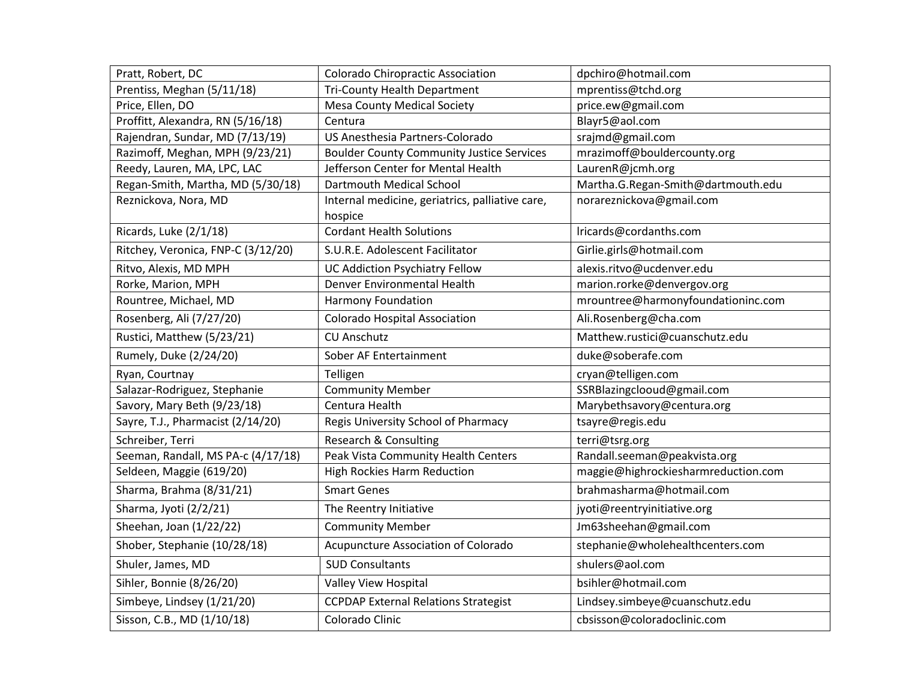| Pratt, Robert, DC | Colorado Chiropractic Association | dpchiro@hotmail.com |
|---|---|---|
| Prentiss, Meghan (5/11/18) | Tri-County Health Department | mprentiss@tchd.org |
| Price, Ellen, DO | Mesa County Medical Society | price.ew@gmail.com |
| Proffitt, Alexandra, RN (5/16/18) | Centura | Blayr5@aol.com |
| Rajendran, Sundar, MD (7/13/19) | US Anesthesia Partners-Colorado | srajmd@gmail.com |
| Razimoff, Meghan, MPH (9/23/21) | Boulder County Community Justice Services | mrazimoff@bouldercounty.org |
| Reedy, Lauren, MA, LPC, LAC | Jefferson Center for Mental Health | LaurenR@jcmh.org |
| Regan-Smith, Martha, MD (5/30/18) | Dartmouth Medical School | Martha.G.Regan-Smith@dartmouth.edu |
| Reznickova, Nora, MD | Internal medicine, geriatrics, palliative care, hospice | norareznickova@gmail.com |
| Ricards, Luke (2/1/18) | Cordant Health Solutions | lricards@cordanths.com |
| Ritchey, Veronica, FNP-C (3/12/20) | S.U.R.E. Adolescent Facilitator | Girlie.girls@hotmail.com |
| Ritvo, Alexis, MD MPH | UC Addiction Psychiatry Fellow | alexis.ritvo@ucdenver.edu |
| Rorke, Marion, MPH | Denver Environmental Health | marion.rorke@denvergov.org |
| Rountree, Michael, MD | Harmony Foundation | mrountree@harmonyfoundationinc.com |
| Rosenberg, Ali (7/27/20) | Colorado Hospital Association | Ali.Rosenberg@cha.com |
| Rustici, Matthew (5/23/21) | CU Anschutz | Matthew.rustici@cuanschutz.edu |
| Rumely, Duke (2/24/20) | Sober AF Entertainment | duke@soberafe.com |
| Ryan, Courtnay | Telligen | cryan@telligen.com |
| Salazar-Rodriguez, Stephanie | Community Member | SSRBlazingclooud@gmail.com |
| Savory, Mary Beth (9/23/18) | Centura Health | Marybethsavory@centura.org |
| Sayre, T.J., Pharmacist (2/14/20) | Regis University School of Pharmacy | tsayre@regis.edu |
| Schreiber, Terri | Research & Consulting | terri@tsrg.org |
| Seeman, Randall, MS PA-c (4/17/18) | Peak Vista Community Health Centers | Randall.seeman@peakvista.org |
| Seldeen, Maggie (619/20) | High Rockies Harm Reduction | maggie@highrockiesharmreduction.com |
| Sharma, Brahma (8/31/21) | Smart Genes | brahmasharma@hotmail.com |
| Sharma, Jyoti (2/2/21) | The Reentry Initiative | jyoti@reentryinitiative.org |
| Sheehan, Joan (1/22/22) | Community Member | Jm63sheehan@gmail.com |
| Shober, Stephanie (10/28/18) | Acupuncture Association of Colorado | stephanie@wholehealthcenters.com |
| Shuler, James, MD | SUD Consultants | shulers@aol.com |
| Sihler, Bonnie (8/26/20) | Valley View Hospital | bsihler@hotmail.com |
| Simbeye, Lindsey (1/21/20) | CCPDAP External Relations Strategist | Lindsey.simbeye@cuanschutz.edu |
| Sisson, C.B., MD (1/10/18) | Colorado Clinic | cbsisson@coloradoclinic.com |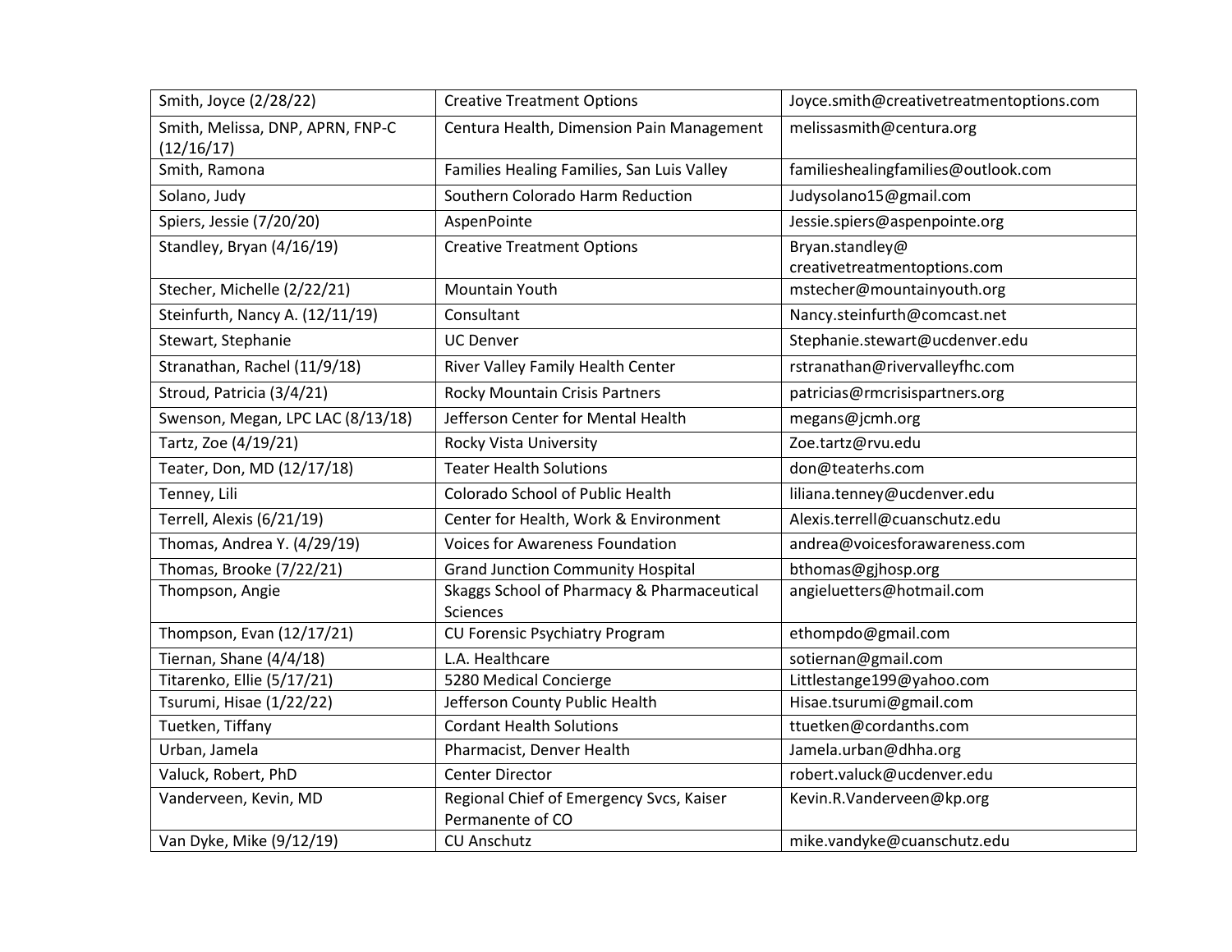| Smith, Joyce (2/28/22) | Creative Treatment Options | Joyce.smith@creativetreatmentoptions.com |
|---|---|---|
| Smith, Melissa, DNP, APRN, FNP-C (12/16/17) | Centura Health, Dimension Pain Management | melissasmith@centura.org |
| Smith, Ramona | Families Healing Families, San Luis Valley | familieshealingfamilies@outlook.com |
| Solano, Judy | Southern Colorado Harm Reduction | Judysolano15@gmail.com |
| Spiers, Jessie (7/20/20) | AspenPointe | Jessie.spiers@aspenpointe.org |
| Standley, Bryan (4/16/19) | Creative Treatment Options | Bryan.standley@ creativetreatmentoptions.com |
| Stecher, Michelle (2/22/21) | Mountain Youth | mstecher@mountainyouth.org |
| Steinfurth, Nancy A. (12/11/19) | Consultant | Nancy.steinfurth@comcast.net |
| Stewart, Stephanie | UC Denver | Stephanie.stewart@ucdenver.edu |
| Stranathan, Rachel (11/9/18) | River Valley Family Health Center | rstranathan@rivervalleyfhc.com |
| Stroud, Patricia (3/4/21) | Rocky Mountain Crisis Partners | patricias@rmcrisispartners.org |
| Swenson, Megan, LPC LAC (8/13/18) | Jefferson Center for Mental Health | megans@jcmh.org |
| Tartz, Zoe (4/19/21) | Rocky Vista University | Zoe.tartz@rvu.edu |
| Teater, Don, MD (12/17/18) | Teater Health Solutions | don@teaterhs.com |
| Tenney, Lili | Colorado School of Public Health | liliana.tenney@ucdenver.edu |
| Terrell, Alexis (6/21/19) | Center for Health, Work & Environment | Alexis.terrell@cuanschutz.edu |
| Thomas, Andrea Y. (4/29/19) | Voices for Awareness Foundation | andrea@voicesforawareness.com |
| Thomas, Brooke (7/22/21) | Grand Junction Community Hospital | bthomas@gjhosp.org |
| Thompson, Angie | Skaggs School of Pharmacy & Pharmaceutical Sciences | angieluetters@hotmail.com |
| Thompson, Evan (12/17/21) | CU Forensic Psychiatry Program | ethompdo@gmail.com |
| Tiernan, Shane (4/4/18) | L.A. Healthcare | sotiernan@gmail.com |
| Titarenko, Ellie (5/17/21) | 5280 Medical Concierge | Littlestange199@yahoo.com |
| Tsurumi, Hisae (1/22/22) | Jefferson County Public Health | Hisae.tsurumi@gmail.com |
| Tuetken, Tiffany | Cordant Health Solutions | ttuetken@cordanths.com |
| Urban, Jamela | Pharmacist, Denver Health | Jamela.urban@dhha.org |
| Valuck, Robert, PhD | Center Director | robert.valuck@ucdenver.edu |
| Vanderveen, Kevin, MD | Regional Chief of Emergency Svcs, Kaiser Permanente of CO | Kevin.R.Vanderveen@kp.org |
| Van Dyke, Mike (9/12/19) | CU Anschutz | mike.vandyke@cuanschutz.edu |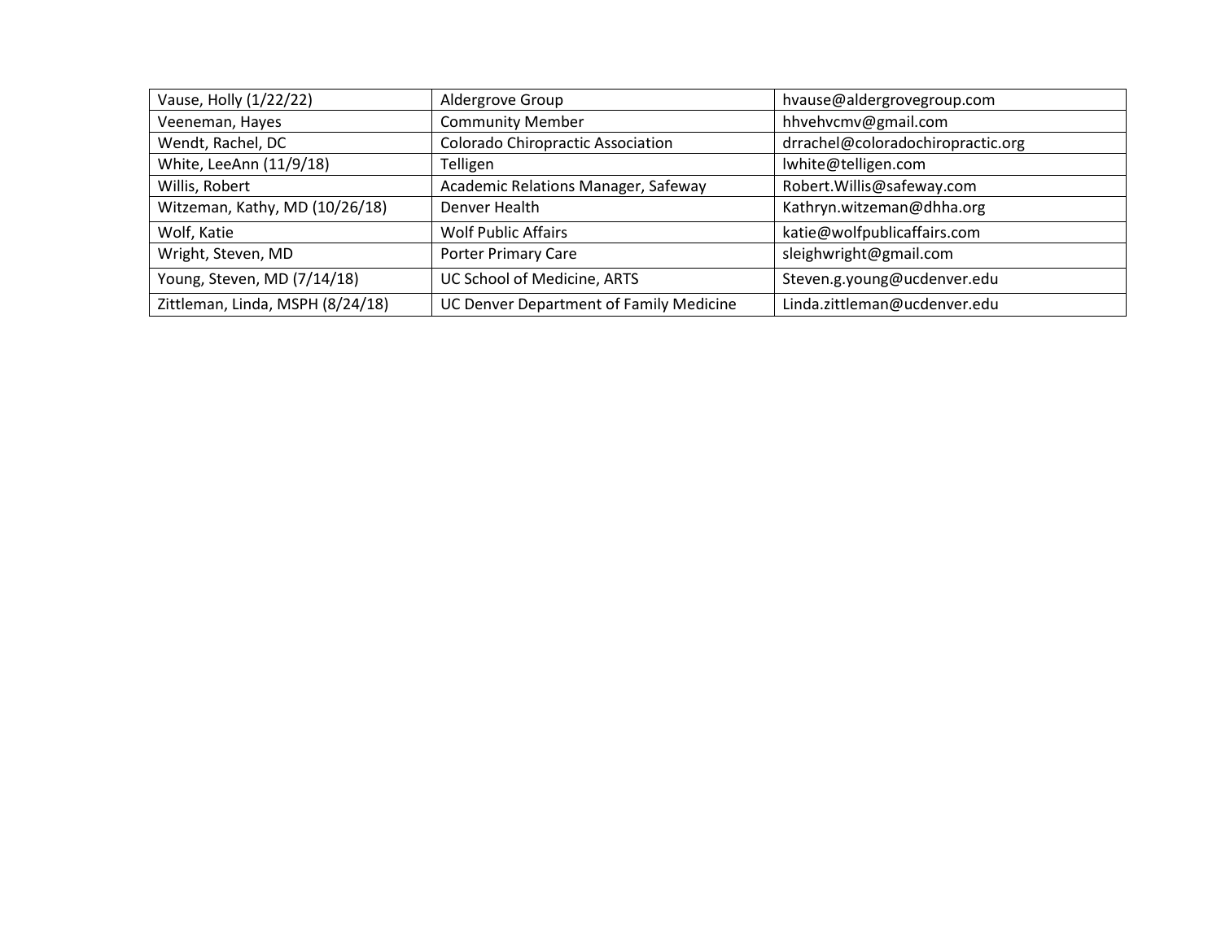| | | |
|---|---|---|
| Vause, Holly (1/22/22) | Aldergrove Group | hvause@aldergrovegroup.com |
| Veeneman, Hayes | Community Member | hhvehvcmv@gmail.com |
| Wendt, Rachel, DC | Colorado Chiropractic Association | drrachel@coloradochiropractic.org |
| White, LeeAnn (11/9/18) | Telligen | lwhite@telligen.com |
| Willis, Robert | Academic Relations Manager, Safeway | Robert.Willis@safeway.com |
| Witzeman, Kathy, MD (10/26/18) | Denver Health | Kathryn.witzeman@dhha.org |
| Wolf, Katie | Wolf Public Affairs | katie@wolfpublicaffairs.com |
| Wright, Steven, MD | Porter Primary Care | sleighwright@gmail.com |
| Young, Steven, MD (7/14/18) | UC School of Medicine, ARTS | Steven.g.young@ucdenver.edu |
| Zittleman, Linda, MSPH (8/24/18) | UC Denver Department of Family Medicine | Linda.zittleman@ucdenver.edu |